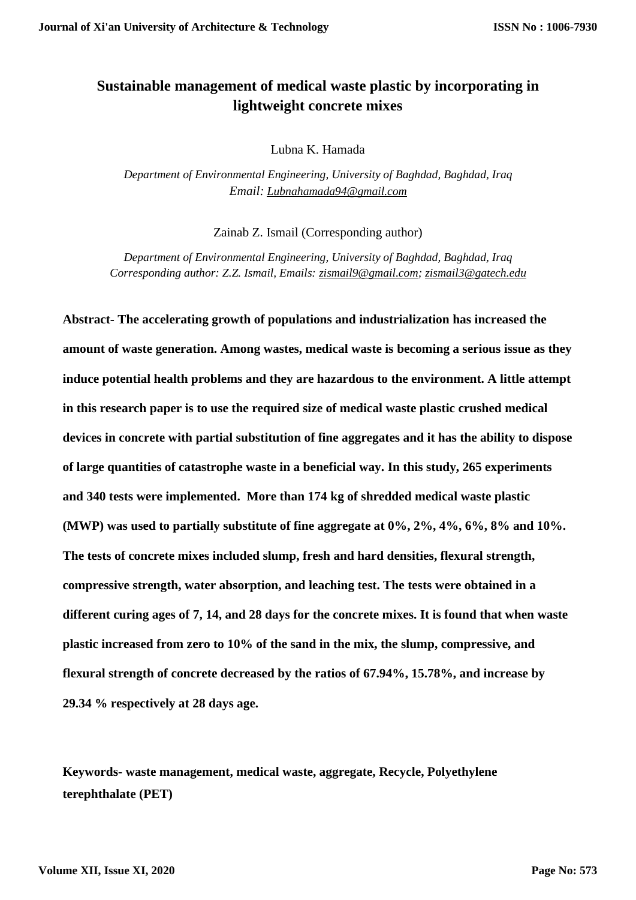# Sustainable management of medical waste plastic by incorporating in lightweight concrete mixes

Lubna K. Hamada

*Department of Environmental Engineering, University of Baghdad, Baghdad, Iraq*
*Email: Lubnahamada94@gmail.com*

Zainab Z. Ismail (Corresponding author)

*Department of Environmental Engineering, University of Baghdad, Baghdad, Iraq*
*Corresponding author: Z.Z. Ismail, Emails: zismail9@gmail.com; zismail3@gatech.edu*

**Abstract- The accelerating growth of populations and industrialization has increased the amount of waste generation. Among wastes, medical waste is becoming a serious issue as they induce potential health problems and they are hazardous to the environment. A little attempt in this research paper is to use the required size of medical waste plastic crushed medical devices in concrete with partial substitution of fine aggregates and it has the ability to dispose of large quantities of catastrophe waste in a beneficial way. In this study, 265 experiments and 340 tests were implemented. More than 174 kg of shredded medical waste plastic (MWP) was used to partially substitute of fine aggregate at 0%, 2%, 4%, 6%, 8% and 10%. The tests of concrete mixes included slump, fresh and hard densities, flexural strength, compressive strength, water absorption, and leaching test. The tests were obtained in a different curing ages of 7, 14, and 28 days for the concrete mixes. It is found that when waste plastic increased from zero to 10% of the sand in the mix, the slump, compressive, and flexural strength of concrete decreased by the ratios of 67.94%, 15.78%, and increase by 29.34 % respectively at 28 days age.**

**Keywords- waste management, medical waste, aggregate, Recycle, Polyethylene terephthalate (PET)**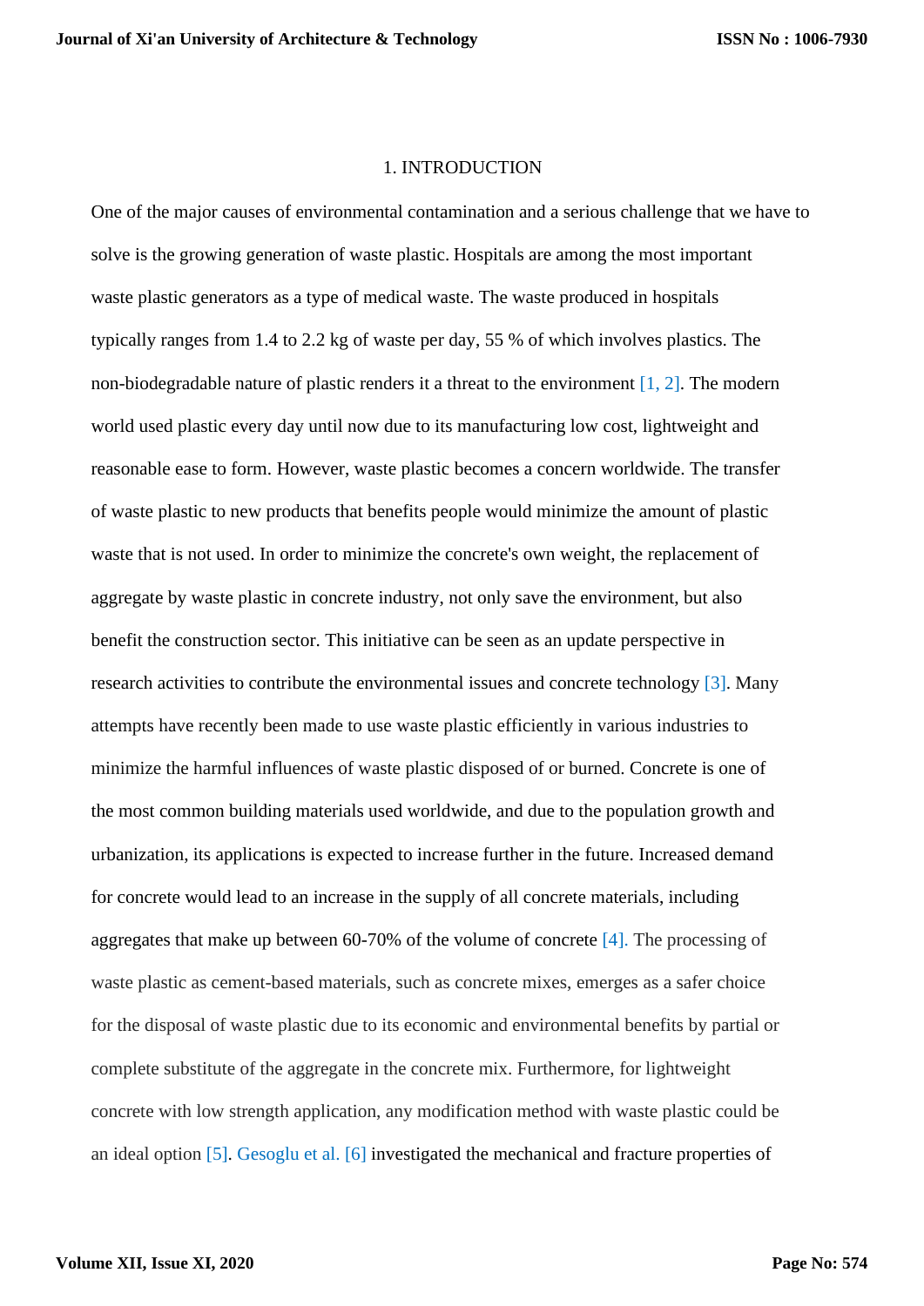## 1. INTRODUCTION

One of the major causes of environmental contamination and a serious challenge that we have to solve is the growing generation of waste plastic. Hospitals are among the most important waste plastic generators as a type of medical waste. The waste produced in hospitals typically ranges from 1.4 to 2.2 kg of waste per day, 55 % of which involves plastics. The non-biodegradable nature of plastic renders it a threat to the environment [1, 2]. The modern world used plastic every day until now due to its manufacturing low cost, lightweight and reasonable ease to form. However, waste plastic becomes a concern worldwide. The transfer of waste plastic to new products that benefits people would minimize the amount of plastic waste that is not used. In order to minimize the concrete's own weight, the replacement of aggregate by waste plastic in concrete industry, not only save the environment, but also benefit the construction sector. This initiative can be seen as an update perspective in research activities to contribute the environmental issues and concrete technology [3]. Many attempts have recently been made to use waste plastic efficiently in various industries to minimize the harmful influences of waste plastic disposed of or burned. Concrete is one of the most common building materials used worldwide, and due to the population growth and urbanization, its applications is expected to increase further in the future. Increased demand for concrete would lead to an increase in the supply of all concrete materials, including aggregates that make up between 60-70% of the volume of concrete [4]. The processing of waste plastic as cement-based materials, such as concrete mixes, emerges as a safer choice for the disposal of waste plastic due to its economic and environmental benefits by partial or complete substitute of the aggregate in the concrete mix. Furthermore, for lightweight concrete with low strength application, any modification method with waste plastic could be an ideal option [5]. Gesoglu et al. [6] investigated the mechanical and fracture properties of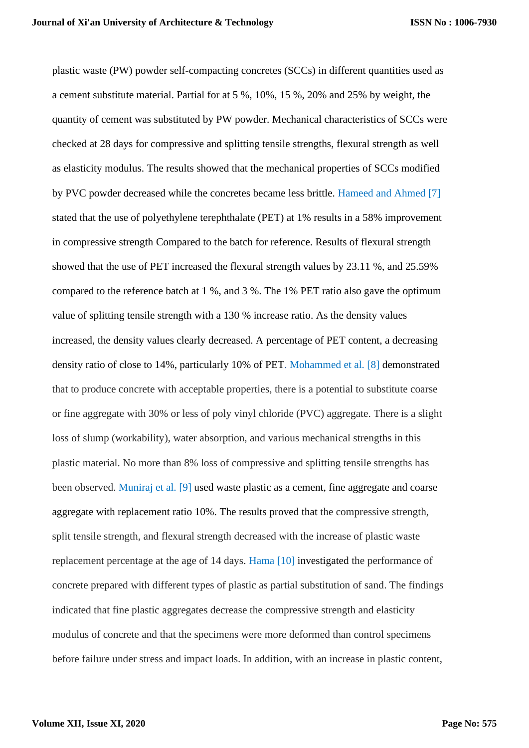plastic waste (PW) powder self-compacting concretes (SCCs) in different quantities used as a cement substitute material. Partial for at 5 %, 10%, 15 %, 20% and 25% by weight, the quantity of cement was substituted by PW powder. Mechanical characteristics of SCCs were checked at 28 days for compressive and splitting tensile strengths, flexural strength as well as elasticity modulus. The results showed that the mechanical properties of SCCs modified by PVC powder decreased while the concretes became less brittle. Hameed and Ahmed [7] stated that the use of polyethylene terephthalate (PET) at 1% results in a 58% improvement in compressive strength Compared to the batch for reference. Results of flexural strength showed that the use of PET increased the flexural strength values by 23.11 %, and 25.59% compared to the reference batch at 1 %, and 3 %. The 1% PET ratio also gave the optimum value of splitting tensile strength with a 130 % increase ratio. As the density values increased, the density values clearly decreased. A percentage of PET content, a decreasing density ratio of close to 14%, particularly 10% of PET. Mohammed et al. [8] demonstrated that to produce concrete with acceptable properties, there is a potential to substitute coarse or fine aggregate with 30% or less of poly vinyl chloride (PVC) aggregate. There is a slight loss of slump (workability), water absorption, and various mechanical strengths in this plastic material. No more than 8% loss of compressive and splitting tensile strengths has been observed. Muniraj et al. [9] used waste plastic as a cement, fine aggregate and coarse aggregate with replacement ratio 10%. The results proved that the compressive strength, split tensile strength, and flexural strength decreased with the increase of plastic waste replacement percentage at the age of 14 days. Hama [10] investigated the performance of concrete prepared with different types of plastic as partial substitution of sand. The findings indicated that fine plastic aggregates decrease the compressive strength and elasticity modulus of concrete and that the specimens were more deformed than control specimens before failure under stress and impact loads. In addition, with an increase in plastic content,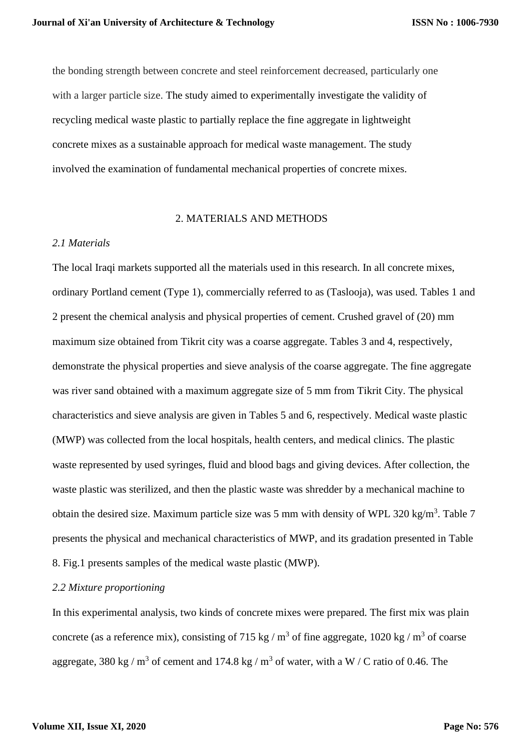the bonding strength between concrete and steel reinforcement decreased, particularly one with a larger particle size. The study aimed to experimentally investigate the validity of recycling medical waste plastic to partially replace the fine aggregate in lightweight concrete mixes as a sustainable approach for medical waste management. The study involved the examination of fundamental mechanical properties of concrete mixes.

## 2. MATERIALS AND METHODS

### *2.1 Materials*

The local Iraqi markets supported all the materials used in this research. In all concrete mixes, ordinary Portland cement (Type 1), commercially referred to as (Taslooja), was used. Tables 1 and 2 present the chemical analysis and physical properties of cement. Crushed gravel of (20) mm maximum size obtained from Tikrit city was a coarse aggregate. Tables 3 and 4, respectively, demonstrate the physical properties and sieve analysis of the coarse aggregate. The fine aggregate was river sand obtained with a maximum aggregate size of 5 mm from Tikrit City. The physical characteristics and sieve analysis are given in Tables 5 and 6, respectively. Medical waste plastic (MWP) was collected from the local hospitals, health centers, and medical clinics. The plastic waste represented by used syringes, fluid and blood bags and giving devices. After collection, the waste plastic was sterilized, and then the plastic waste was shredder by a mechanical machine to obtain the desired size. Maximum particle size was 5 mm with density of WPL 320 kg/$m^3$. Table 7 presents the physical and mechanical characteristics of MWP, and its gradation presented in Table 8. Fig.1 presents samples of the medical waste plastic (MWP).

### *2.2 Mixture proportioning*

In this experimental analysis, two kinds of concrete mixes were prepared. The first mix was plain concrete (as a reference mix), consisting of 715 kg / $m^3$ of fine aggregate, 1020 kg / $m^3$ of coarse aggregate, 380 kg / $m^3$ of cement and 174.8 kg / $m^3$ of water, with a W / C ratio of 0.46. The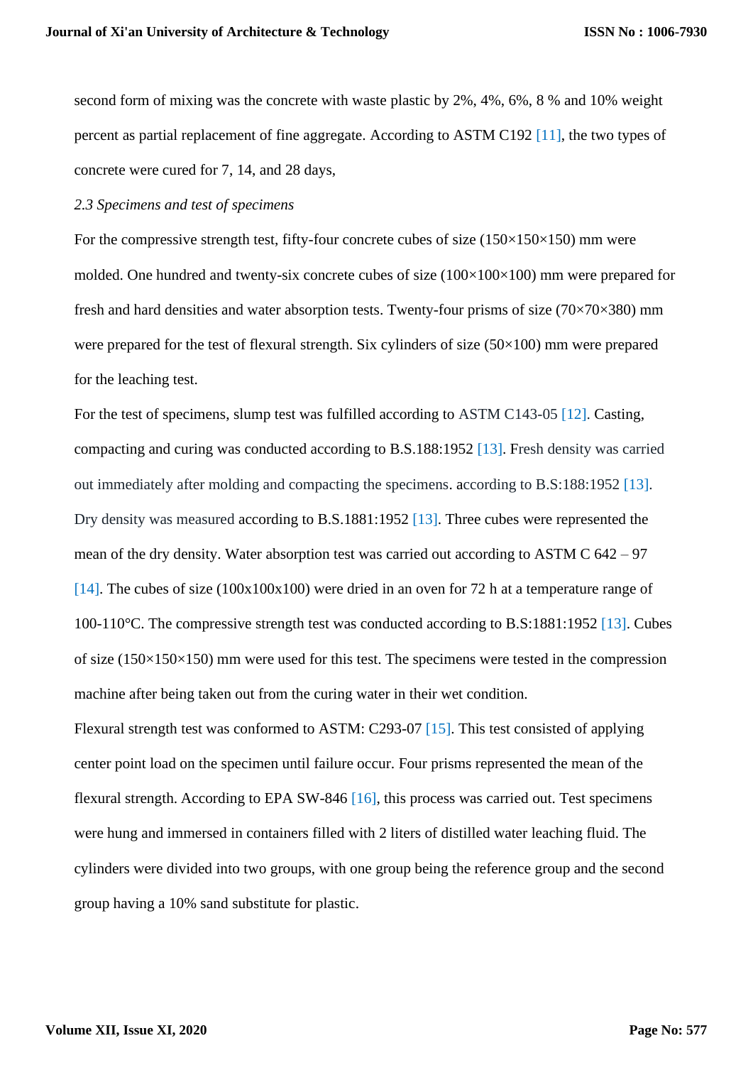second form of mixing was the concrete with waste plastic by 2%, 4%, 6%, 8 % and 10% weight percent as partial replacement of fine aggregate. According to ASTM C192 [11], the two types of concrete were cured for 7, 14, and 28 days,

*2.3 Specimens and test of specimens*

For the compressive strength test, fifty-four concrete cubes of size (150×150×150) mm were molded. One hundred and twenty-six concrete cubes of size (100×100×100) mm were prepared for fresh and hard densities and water absorption tests. Twenty-four prisms of size (70×70×380) mm were prepared for the test of flexural strength. Six cylinders of size (50×100) mm were prepared for the leaching test.

For the test of specimens, slump test was fulfilled according to ASTM C143-05 [12]. Casting, compacting and curing was conducted according to B.S.188:1952 [13]. Fresh density was carried out immediately after molding and compacting the specimens. according to B.S:188:1952 [13]. Dry density was measured according to B.S.1881:1952 [13]. Three cubes were represented the mean of the dry density. Water absorption test was carried out according to ASTM C 642 – 97 [14]. The cubes of size (100x100x100) were dried in an oven for 72 h at a temperature range of 100-110°C. The compressive strength test was conducted according to B.S:1881:1952 [13]. Cubes of size (150×150×150) mm were used for this test. The specimens were tested in the compression machine after being taken out from the curing water in their wet condition.

Flexural strength test was conformed to ASTM: C293-07 [15]. This test consisted of applying center point load on the specimen until failure occur. Four prisms represented the mean of the flexural strength. According to EPA SW-846 [16], this process was carried out. Test specimens were hung and immersed in containers filled with 2 liters of distilled water leaching fluid. The cylinders were divided into two groups, with one group being the reference group and the second group having a 10% sand substitute for plastic.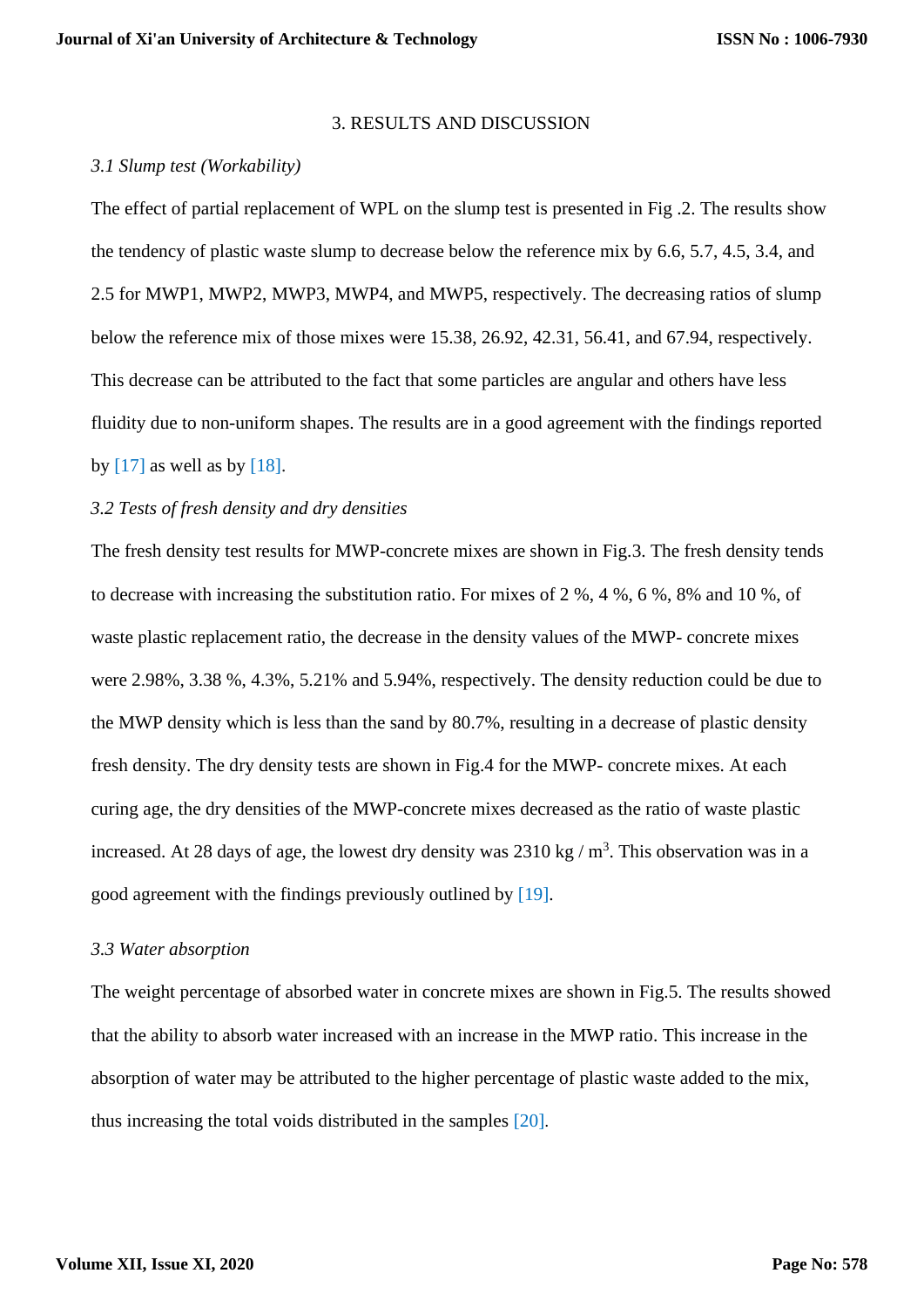## 3. RESULTS AND DISCUSSION

### *3.1 Slump test (Workability)*

The effect of partial replacement of WPL on the slump test is presented in Fig .2. The results show the tendency of plastic waste slump to decrease below the reference mix by 6.6, 5.7, 4.5, 3.4, and 2.5 for MWP1, MWP2, MWP3, MWP4, and MWP5, respectively. The decreasing ratios of slump below the reference mix of those mixes were 15.38, 26.92, 42.31, 56.41, and 67.94, respectively. This decrease can be attributed to the fact that some particles are angular and others have less fluidity due to non-uniform shapes. The results are in a good agreement with the findings reported by [17] as well as by [18].

### *3.2 Tests of fresh density and dry densities*

The fresh density test results for MWP-concrete mixes are shown in Fig.3. The fresh density tends to decrease with increasing the substitution ratio. For mixes of 2 %, 4 %, 6 %, 8% and 10 %, of waste plastic replacement ratio, the decrease in the density values of the MWP- concrete mixes were 2.98%, 3.38 %, 4.3%, 5.21% and 5.94%, respectively. The density reduction could be due to the MWP density which is less than the sand by 80.7%, resulting in a decrease of plastic density fresh density. The dry density tests are shown in Fig.4 for the MWP- concrete mixes. At each curing age, the dry densities of the MWP-concrete mixes decreased as the ratio of waste plastic increased. At 28 days of age, the lowest dry density was 2310 kg / $m^3$. This observation was in a good agreement with the findings previously outlined by [19].

### *3.3 Water absorption*

The weight percentage of absorbed water in concrete mixes are shown in Fig.5. The results showed that the ability to absorb water increased with an increase in the MWP ratio. This increase in the absorption of water may be attributed to the higher percentage of plastic waste added to the mix, thus increasing the total voids distributed in the samples [20].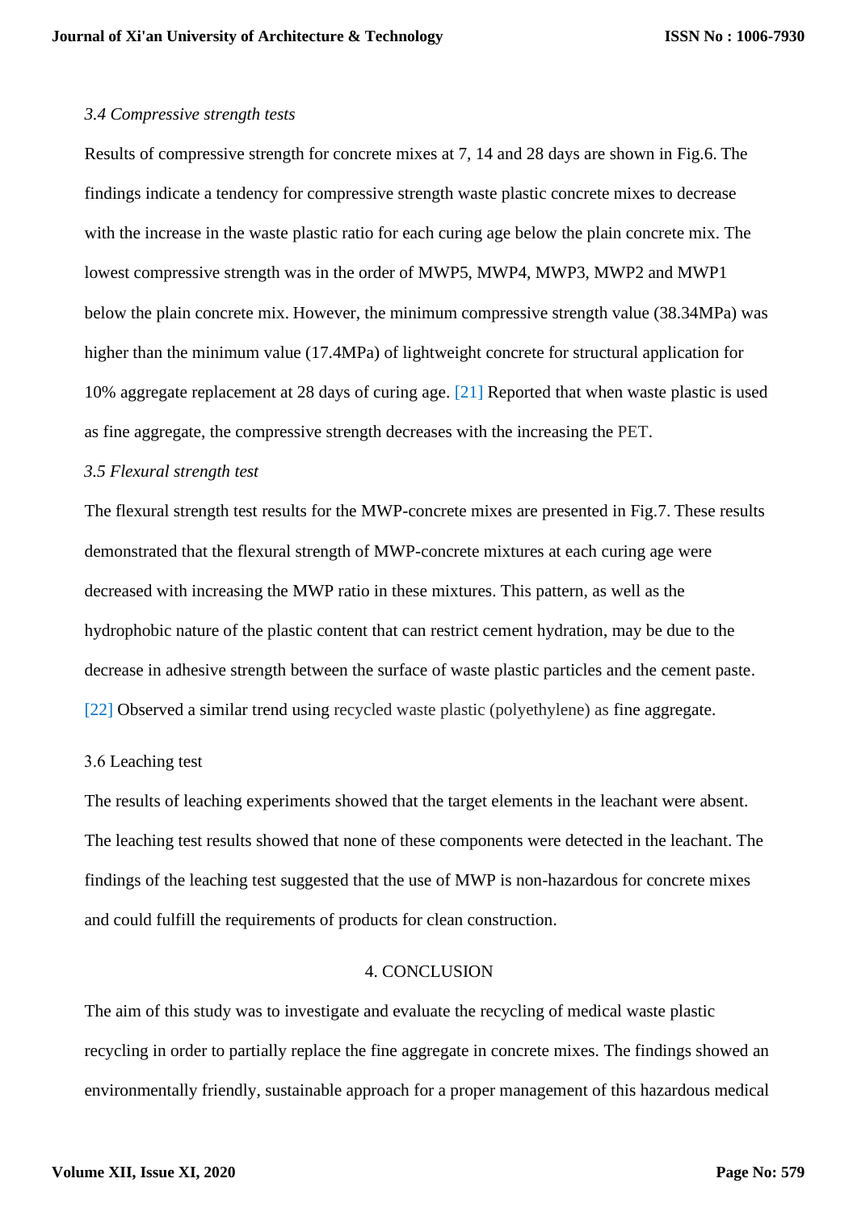### *3.4 Compressive strength tests*

Results of compressive strength for concrete mixes at 7, 14 and 28 days are shown in Fig.6. The findings indicate a tendency for compressive strength waste plastic concrete mixes to decrease with the increase in the waste plastic ratio for each curing age below the plain concrete mix. The lowest compressive strength was in the order of MWP5, MWP4, MWP3, MWP2 and MWP1 below the plain concrete mix. However, the minimum compressive strength value (38.34MPa) was higher than the minimum value (17.4MPa) of lightweight concrete for structural application for 10% aggregate replacement at 28 days of curing age. [21] Reported that when waste plastic is used as fine aggregate, the compressive strength decreases with the increasing the PET.

### *3.5 Flexural strength test*

The flexural strength test results for the MWP-concrete mixes are presented in Fig.7. These results demonstrated that the flexural strength of MWP-concrete mixtures at each curing age were decreased with increasing the MWP ratio in these mixtures. This pattern, as well as the hydrophobic nature of the plastic content that can restrict cement hydration, may be due to the decrease in adhesive strength between the surface of waste plastic particles and the cement paste. [22] Observed a similar trend using recycled waste plastic (polyethylene) as fine aggregate.

### 3.6 Leaching test

The results of leaching experiments showed that the target elements in the leachant were absent. The leaching test results showed that none of these components were detected in the leachant. The findings of the leaching test suggested that the use of MWP is non-hazardous for concrete mixes and could fulfill the requirements of products for clean construction.

## 4. CONCLUSION

The aim of this study was to investigate and evaluate the recycling of medical waste plastic recycling in order to partially replace the fine aggregate in concrete mixes. The findings showed an environmentally friendly, sustainable approach for a proper management of this hazardous medical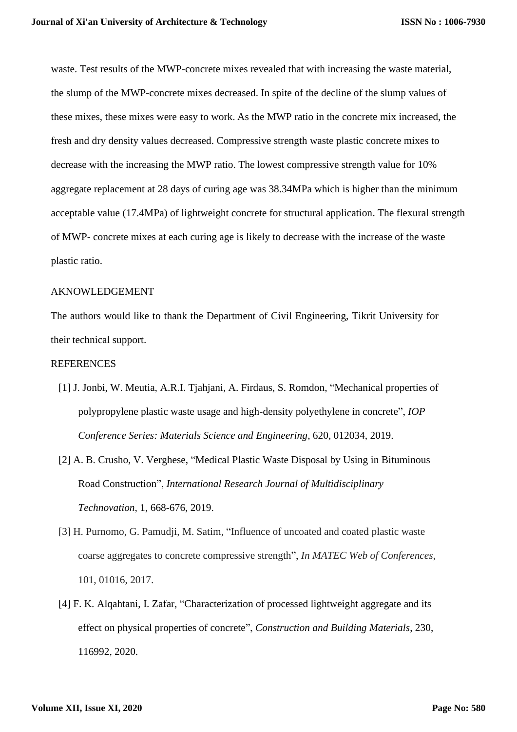waste. Test results of the MWP-concrete mixes revealed that with increasing the waste material, the slump of the MWP-concrete mixes decreased. In spite of the decline of the slump values of these mixes, these mixes were easy to work. As the MWP ratio in the concrete mix increased, the fresh and dry density values decreased. Compressive strength waste plastic concrete mixes to decrease with the increasing the MWP ratio. The lowest compressive strength value for 10% aggregate replacement at 28 days of curing age was 38.34MPa which is higher than the minimum acceptable value (17.4MPa) of lightweight concrete for structural application. The flexural strength of MWP- concrete mixes at each curing age is likely to decrease with the increase of the waste plastic ratio.

## AKNOWLEDGEMENT

The authors would like to thank the Department of Civil Engineering, Tikrit University for their technical support.

## REFERENCES

[1] J. Jonbi, W. Meutia, A.R.I. Tjahjani, A. Firdaus, S. Romdon, "Mechanical properties of polypropylene plastic waste usage and high-density polyethylene in concrete", *IOP Conference Series: Materials Science and Engineering*, 620, 012034, 2019.

[2] A. B. Crusho, V. Verghese, "Medical Plastic Waste Disposal by Using in Bituminous Road Construction", *International Research Journal of Multidisciplinary Technovation,* 1, 668-676, 2019.

[3] H. Purnomo, G. Pamudji, M. Satim, "Influence of uncoated and coated plastic waste coarse aggregates to concrete compressive strength", *In MATEC Web of Conferences*, 101, 01016, 2017.

[4] F. K. Alqahtani, I. Zafar, "Characterization of processed lightweight aggregate and its effect on physical properties of concrete", *Construction and Building Materials*, 230, 116992, 2020.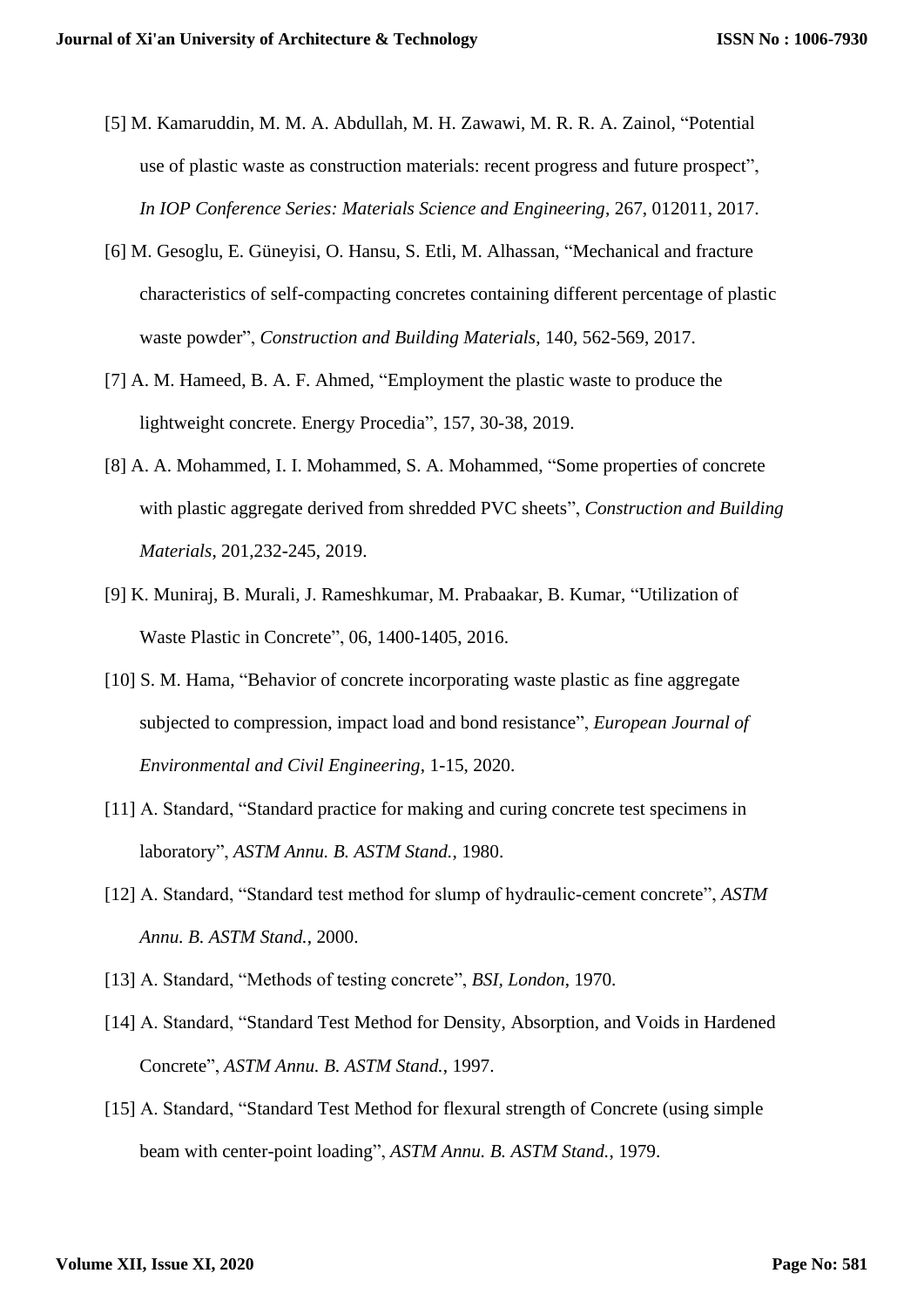[5] M. Kamaruddin, M. M. A. Abdullah, M. H. Zawawi, M. R. R. A. Zainol, "Potential use of plastic waste as construction materials: recent progress and future prospect", *In IOP Conference Series: Materials Science and Engineering*, 267, 012011, 2017.

[6] M. Gesoglu, E. Güneyisi, O. Hansu, S. Etli, M. Alhassan, "Mechanical and fracture characteristics of self-compacting concretes containing different percentage of plastic waste powder", *Construction and Building Materials*, 140, 562-569, 2017.

[7] A. M. Hameed, B. A. F. Ahmed, "Employment the plastic waste to produce the lightweight concrete. Energy Procedia", 157, 30-38, 2019.

[8] A. A. Mohammed, I. I. Mohammed, S. A. Mohammed, "Some properties of concrete with plastic aggregate derived from shredded PVC sheets", *Construction and Building Materials*, 201,232-245, 2019.

[9] K. Muniraj, B. Murali, J. Rameshkumar, M. Prabaakar, B. Kumar, "Utilization of Waste Plastic in Concrete", 06, 1400-1405, 2016.

[10] S. M. Hama, "Behavior of concrete incorporating waste plastic as fine aggregate subjected to compression, impact load and bond resistance", *European Journal of Environmental and Civil Engineering*, 1-15, 2020.

[11] A. Standard, "Standard practice for making and curing concrete test specimens in laboratory", *ASTM Annu. B. ASTM Stand.*, 1980.

[12] A. Standard, "Standard test method for slump of hydraulic-cement concrete", *ASTM Annu. B. ASTM Stand.*, 2000.

[13] A. Standard, "Methods of testing concrete", *BSI, London*, 1970.

[14] A. Standard, "Standard Test Method for Density, Absorption, and Voids in Hardened Concrete", *ASTM Annu. B. ASTM Stand.*, 1997.

[15] A. Standard, "Standard Test Method for flexural strength of Concrete (using simple beam with center-point loading", *ASTM Annu. B. ASTM Stand.*, 1979.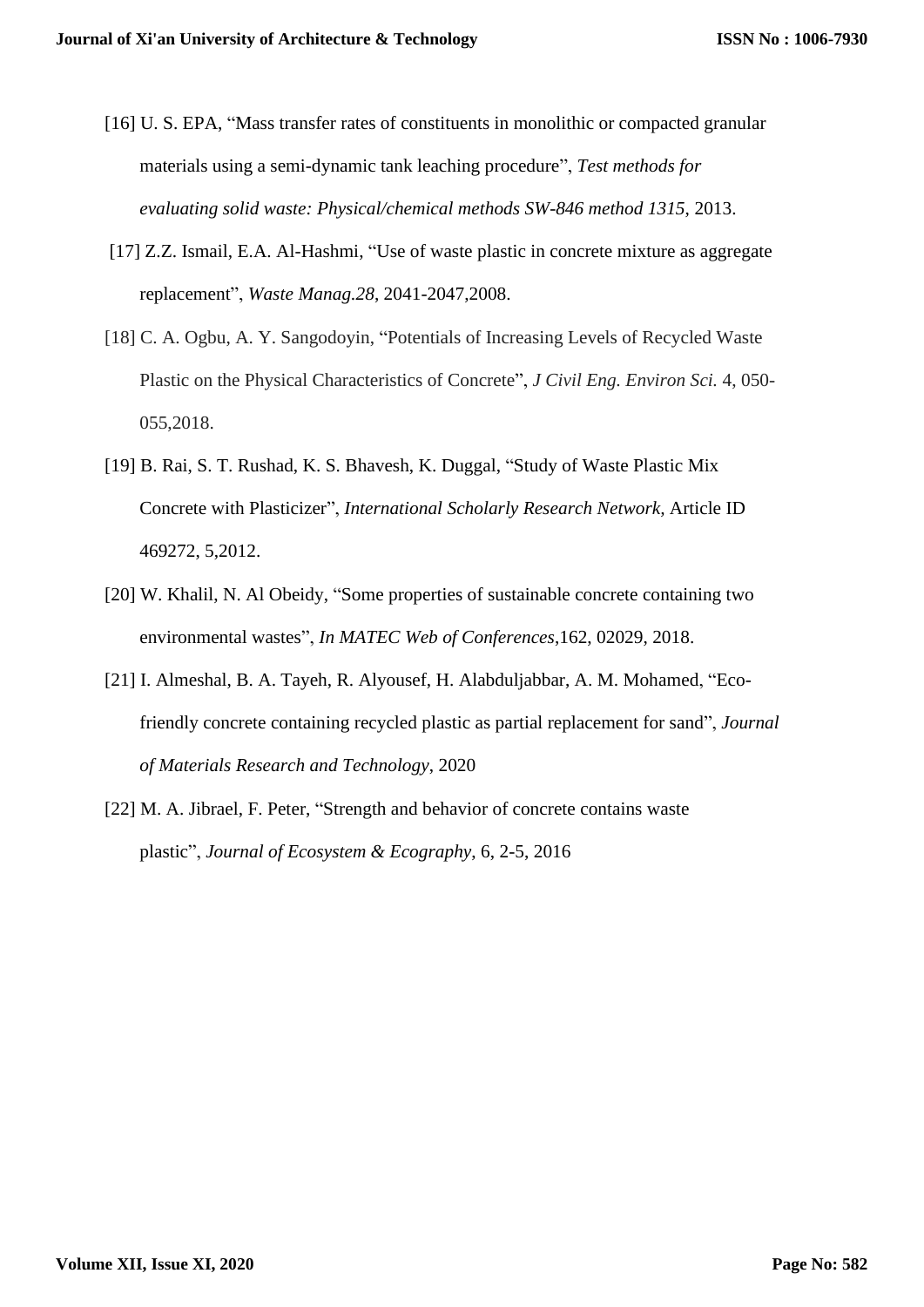[16] U. S. EPA, "Mass transfer rates of constituents in monolithic or compacted granular materials using a semi-dynamic tank leaching procedure", *Test methods for evaluating solid waste: Physical/chemical methods SW-846 method 1315*, 2013.

[17] Z.Z. Ismail, E.A. Al-Hashmi, "Use of waste plastic in concrete mixture as aggregate replacement", *Waste Manag.28*, 2041-2047,2008.

[18] C. A. Ogbu, A. Y. Sangodoyin, "Potentials of Increasing Levels of Recycled Waste Plastic on the Physical Characteristics of Concrete", *J Civil Eng. Environ Sci.* 4, 050-055,2018.

[19] B. Rai, S. T. Rushad, K. S. Bhavesh, K. Duggal, "Study of Waste Plastic Mix Concrete with Plasticizer", *International Scholarly Research Network,* Article ID 469272, 5,2012.

[20] W. Khalil, N. Al Obeidy, "Some properties of sustainable concrete containing two environmental wastes", *In MATEC Web of Conferences*,162, 02029, 2018.

[21] I. Almeshal, B. A. Tayeh, R. Alyousef, H. Alabduljabbar, A. M. Mohamed, "Eco-friendly concrete containing recycled plastic as partial replacement for sand", *Journal of Materials Research and Technology*, 2020

[22] M. A. Jibrael, F. Peter, "Strength and behavior of concrete contains waste plastic", *Journal of Ecosystem & Ecography*, 6, 2-5, 2016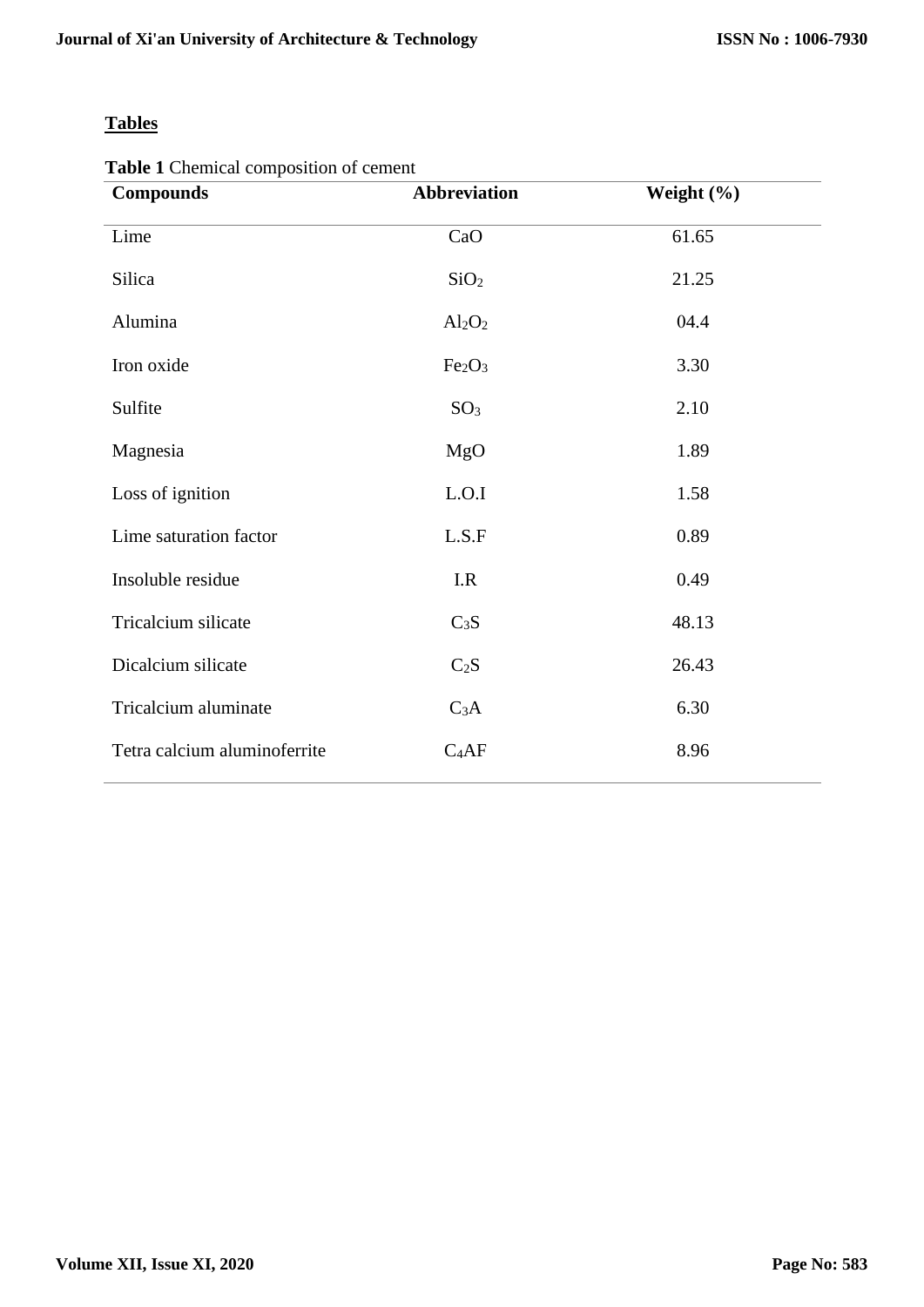## Tables

**Table 1** Chemical composition of cement

| Compounds | Abbreviation | Weight (%) |
|---|---|---|
| Lime | $CaO$ | 61.65 |
| Silica | $SiO_2$ | 21.25 |
| Alumina | $Al_2O_2$ | 04.4 |
| Iron oxide | $Fe_2O_3$ | 3.30 |
| Sulfite | $SO_3$ | 2.10 |
| Magnesia | $MgO$ | 1.89 |
| Loss of ignition | L.O.I | 1.58 |
| Lime saturation factor | L.S.F | 0.89 |
| Insoluble residue | I.R | 0.49 |
| Tricalcium silicate | $C_3S$ | 48.13 |
| Dicalcium silicate | $C_2S$ | 26.43 |
| Tricalcium aluminate | $C_3A$ | 6.30 |
| Tetra calcium aluminoferrite | $C_4AF$ | 8.96 |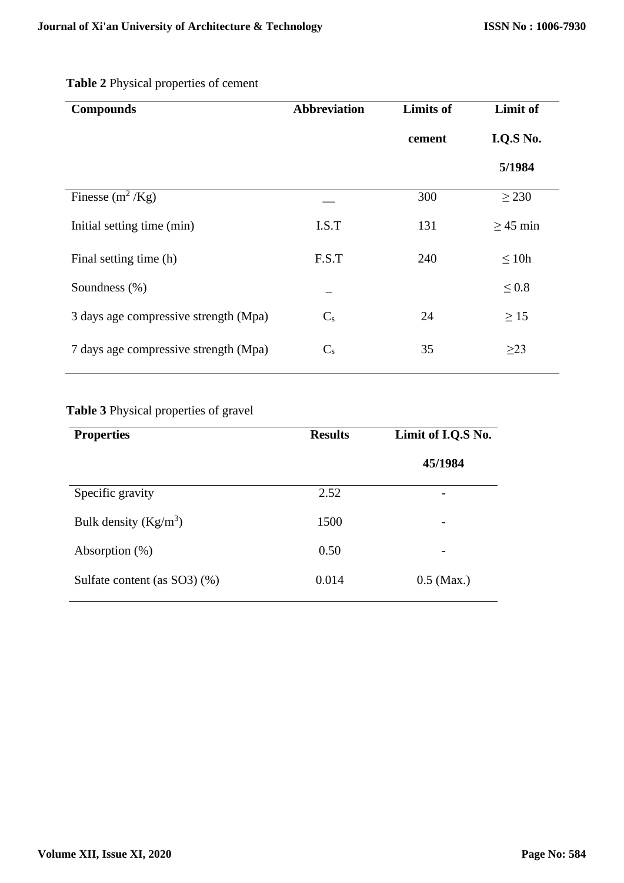**Table 2** Physical properties of cement

| Compounds | Abbreviation | Limits of cement | Limit of I.Q.S No. 5/1984 |
|---|---|---|---|
| Finesse ($m^2$ /Kg) | __ | 300 | ≥ 230 |
| Initial setting time (min) | I.S.T | 131 | ≥ 45 min |
| Final setting time (h) | F.S.T | 240 | ≤ 10h |
| Soundness (%) | _ | | ≤ 0.8 |
| 3 days age compressive strength (Mpa) | $C_s$ | 24 | ≥ 15 |
| 7 days age compressive strength (Mpa) | $C_s$ | 35 | ≥23 |

**Table 3** Physical properties of gravel

| Properties | Results | Limit of I.Q.S No. 45/1984 |
|---|---|---|
| Specific gravity | 2.52 | - |
| Bulk density ($Kg/m^3$) | 1500 | - |
| Absorption (%) | 0.50 | - |
| Sulfate content (as SO3) (%) | 0.014 | 0.5 (Max.) |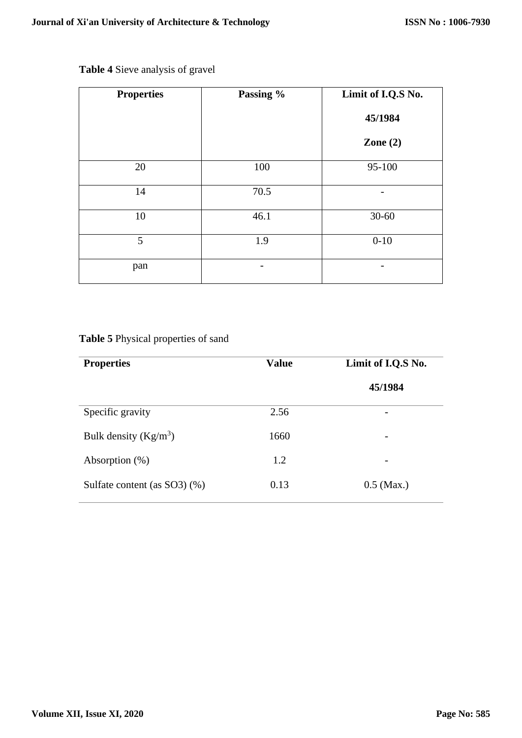**Table 4** Sieve analysis of gravel

| Properties | Passing % | Limit of I.Q.S No. 45/1984 Zone (2) |
|---|---|---|
| 20 | 100 | 95-100 |
| 14 | 70.5 | - |
| 10 | 46.1 | 30-60 |
| 5 | 1.9 | 0-10 |
| pan | - | - |

**Table 5** Physical properties of sand

| Properties | Value | Limit of I.Q.S No. 45/1984 |
|---|---|---|
| Specific gravity | 2.56 | - |
| Bulk density ($Kg/m^3$) | 1660 | - |
| Absorption (%) | 1.2 | - |
| Sulfate content (as $SO_3$) (%) | 0.13 | 0.5 (Max.) |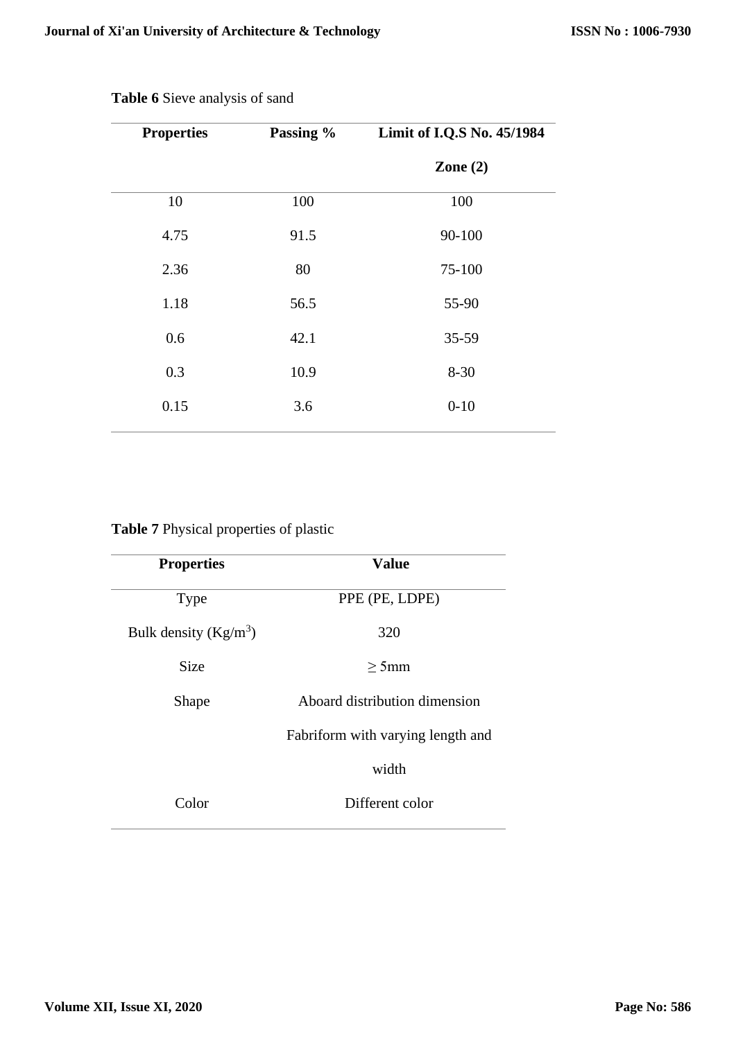**Table 6** Sieve analysis of sand

| Properties | Passing % | Limit of I.Q.S No. 45/1984 Zone (2) |
|---|---|---|
| 10 | 100 | 100 |
| 4.75 | 91.5 | 90-100 |
| 2.36 | 80 | 75-100 |
| 1.18 | 56.5 | 55-90 |
| 0.6 | 42.1 | 35-59 |
| 0.3 | 10.9 | 8-30 |
| 0.15 | 3.6 | 0-10 |

**Table 7** Physical properties of plastic

| Properties | Value |
|---|---|
| Type | PPE (PE, LDPE) |
| Bulk density ($Kg/m^3$) | 320 |
| Size | $\geq$ 5mm |
| Shape | Aboard distribution dimension Fabriform with varying length and width |
| Color | Different color |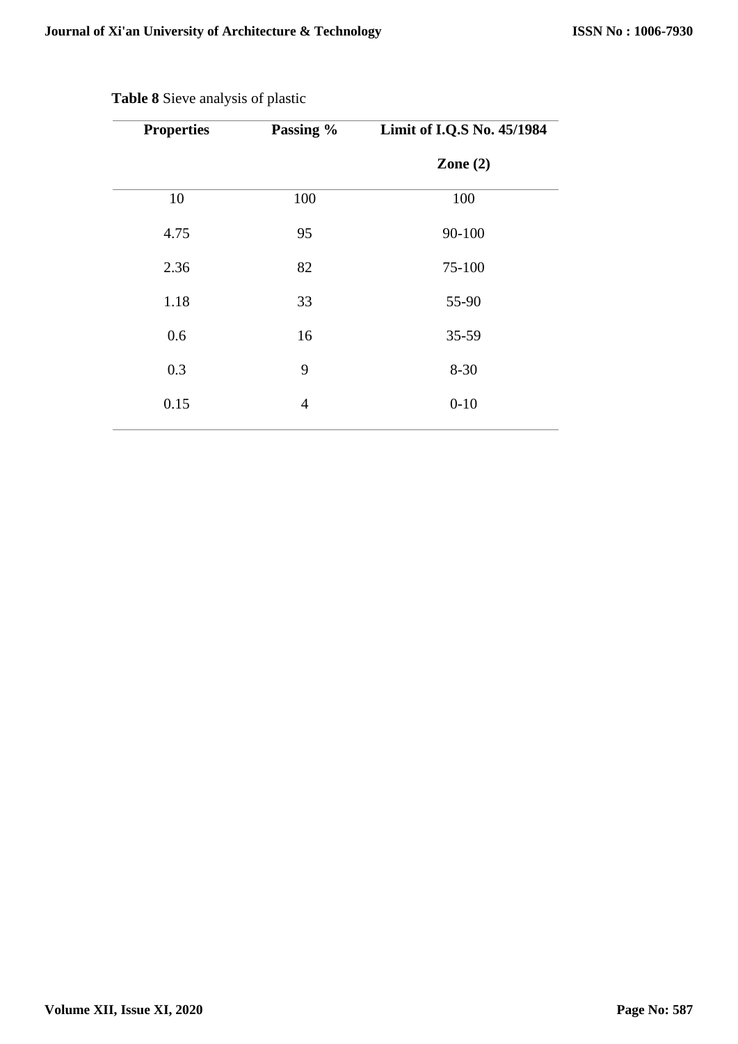**Table 8** Sieve analysis of plastic

| Properties | Passing % | Limit of I.Q.S No. 45/1984 Zone (2) |
|---|---|---|
| 10 | 100 | 100 |
| 4.75 | 95 | 90-100 |
| 2.36 | 82 | 75-100 |
| 1.18 | 33 | 55-90 |
| 0.6 | 16 | 35-59 |
| 0.3 | 9 | 8-30 |
| 0.15 | 4 | 0-10 |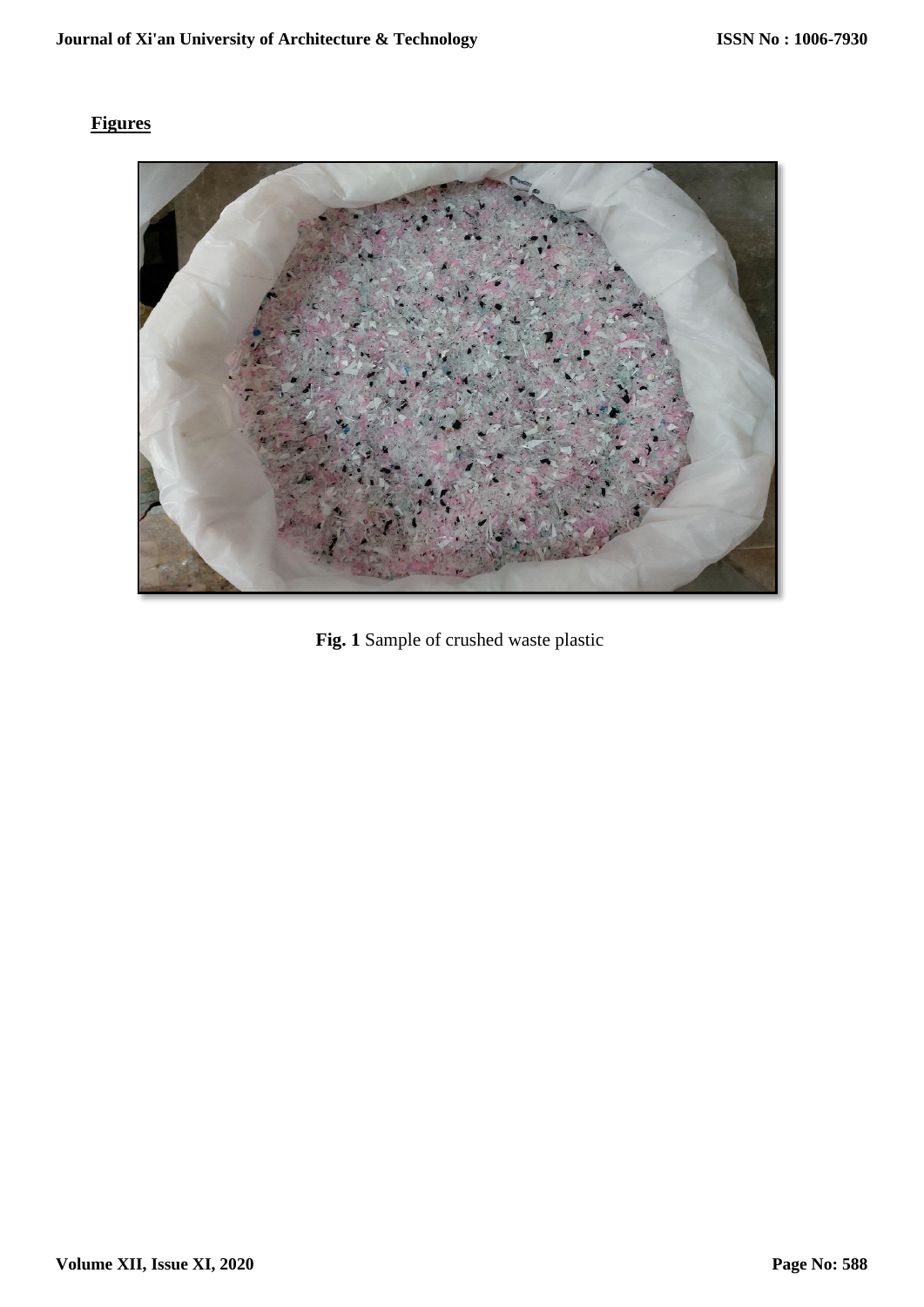## **Figures**

**Fig. 1** Sample of crushed waste plastic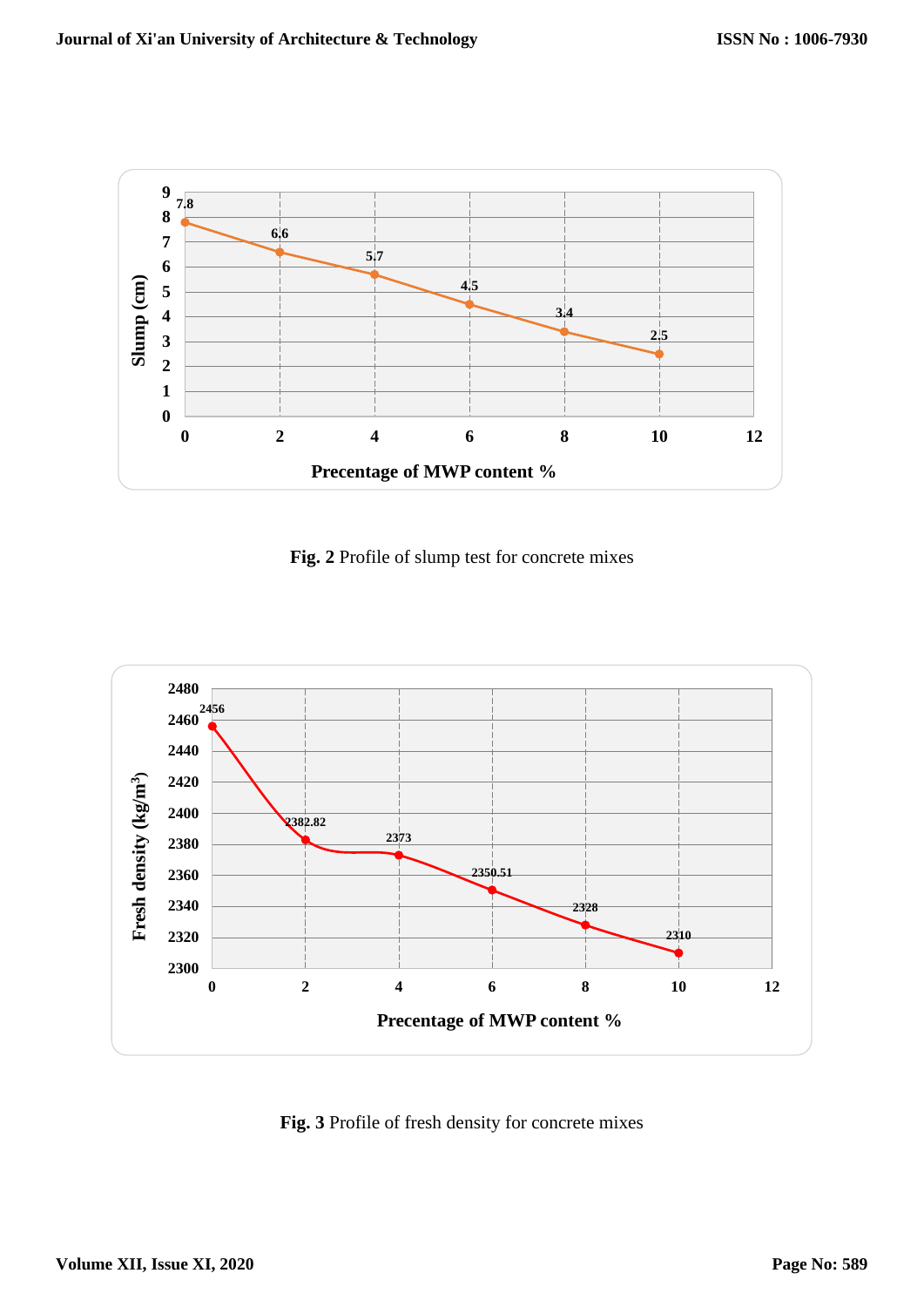Fig. 2 Profile of slump test for concrete mixes

Fig. 3 Profile of fresh density for concrete mixes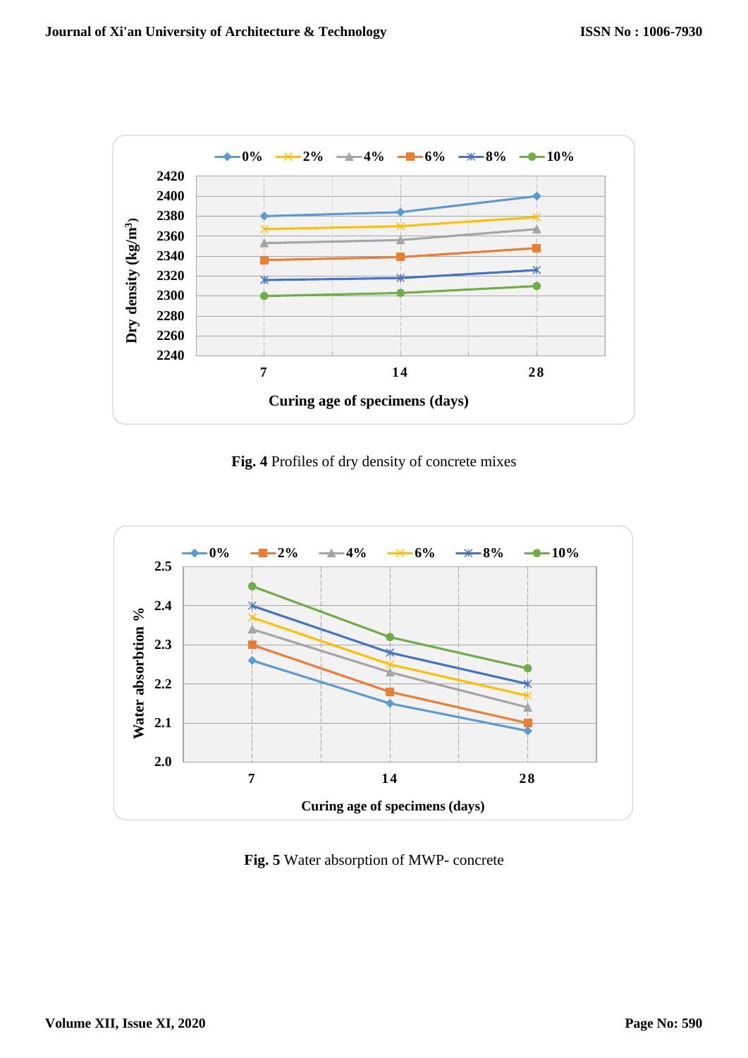**Fig. 4** Profiles of dry density of concrete mixes

**Fig. 5** Water absorption of MWP- concrete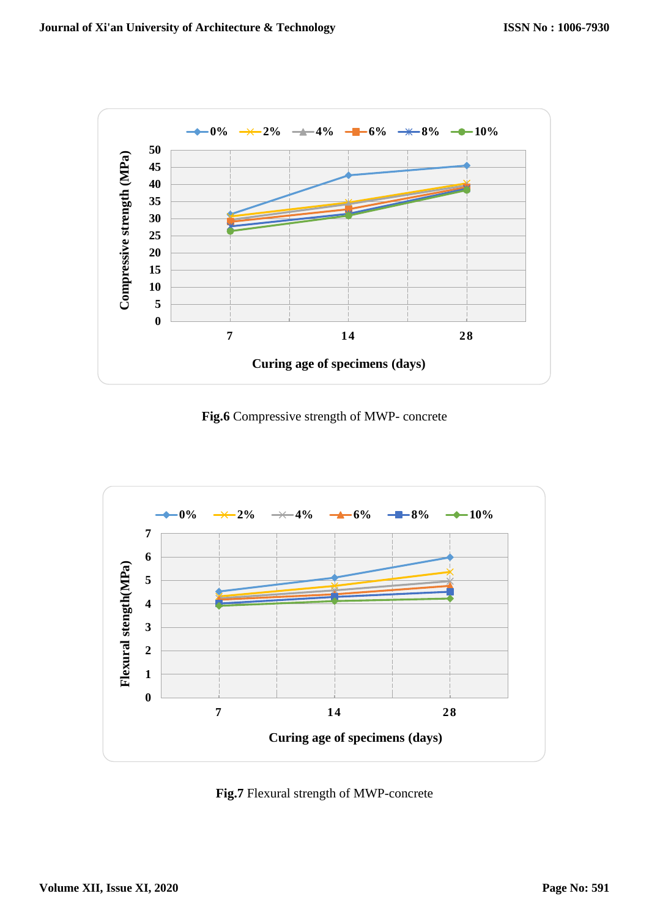0% 2% 4% 6% 8% 10%

Compressive strength (MPa)

50
45
40
35
30
25
20
15
10
5
0

7 14 28

Curing age of specimens (days)

**Fig.6** Compressive strength of MWP- concrete

0% 2% 4% 6% 8% 10%

Flexural stength(MPa)

7
6
5
4
3
2
1
0

7 14 28

Curing age of specimens (days)

**Fig.7** Flexural strength of MWP-concrete